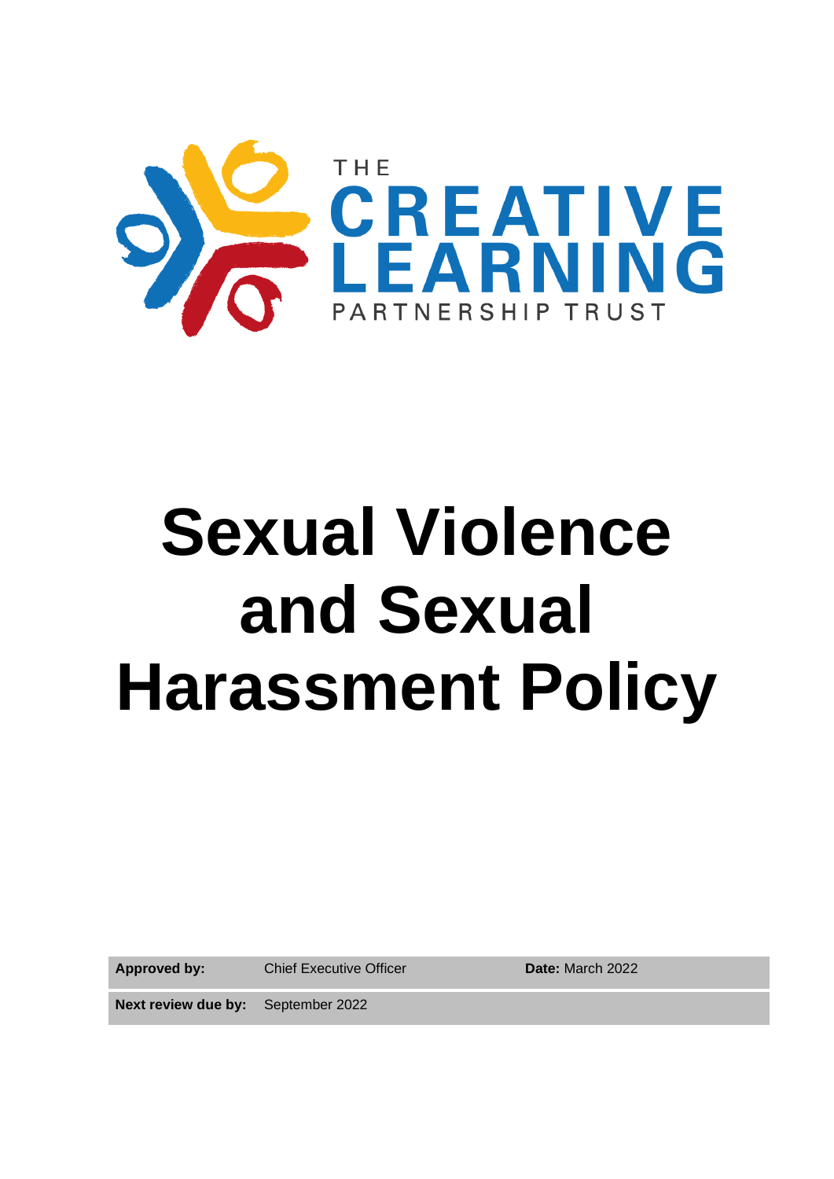THE CREATIVE LEARNING PARTNERSHIP TRUST

# Sexual Violence and Sexual Harassment Policy

| **Approved by:** | Chief Executive Officer | **Date:** March 2022 |
| --- | --- | --- |
| **Next review due by:** | September 2022 | |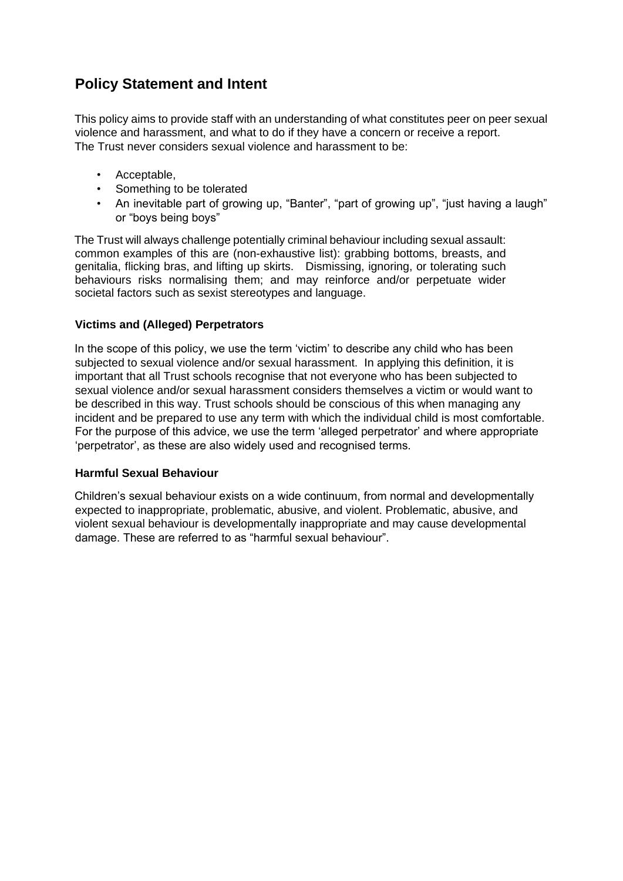## Policy Statement and Intent

This policy aims to provide staff with an understanding of what constitutes peer on peer sexual violence and harassment, and what to do if they have a concern or receive a report. The Trust never considers sexual violence and harassment to be:

- Acceptable,
- Something to be tolerated
- An inevitable part of growing up, "Banter", "part of growing up", "just having a laugh" or "boys being boys"

The Trust will always challenge potentially criminal behaviour including sexual assault: common examples of this are (non-exhaustive list): grabbing bottoms, breasts, and genitalia, flicking bras, and lifting up skirts. Dismissing, ignoring, or tolerating such behaviours risks normalising them; and may reinforce and/or perpetuate wider societal factors such as sexist stereotypes and language.

### Victims and (Alleged) Perpetrators

In the scope of this policy, we use the term 'victim' to describe any child who has been subjected to sexual violence and/or sexual harassment. In applying this definition, it is important that all Trust schools recognise that not everyone who has been subjected to sexual violence and/or sexual harassment considers themselves a victim or would want to be described in this way. Trust schools should be conscious of this when managing any incident and be prepared to use any term with which the individual child is most comfortable. For the purpose of this advice, we use the term 'alleged perpetrator' and where appropriate 'perpetrator', as these are also widely used and recognised terms.

### Harmful Sexual Behaviour

Children's sexual behaviour exists on a wide continuum, from normal and developmentally expected to inappropriate, problematic, abusive, and violent. Problematic, abusive, and violent sexual behaviour is developmentally inappropriate and may cause developmental damage. These are referred to as "harmful sexual behaviour".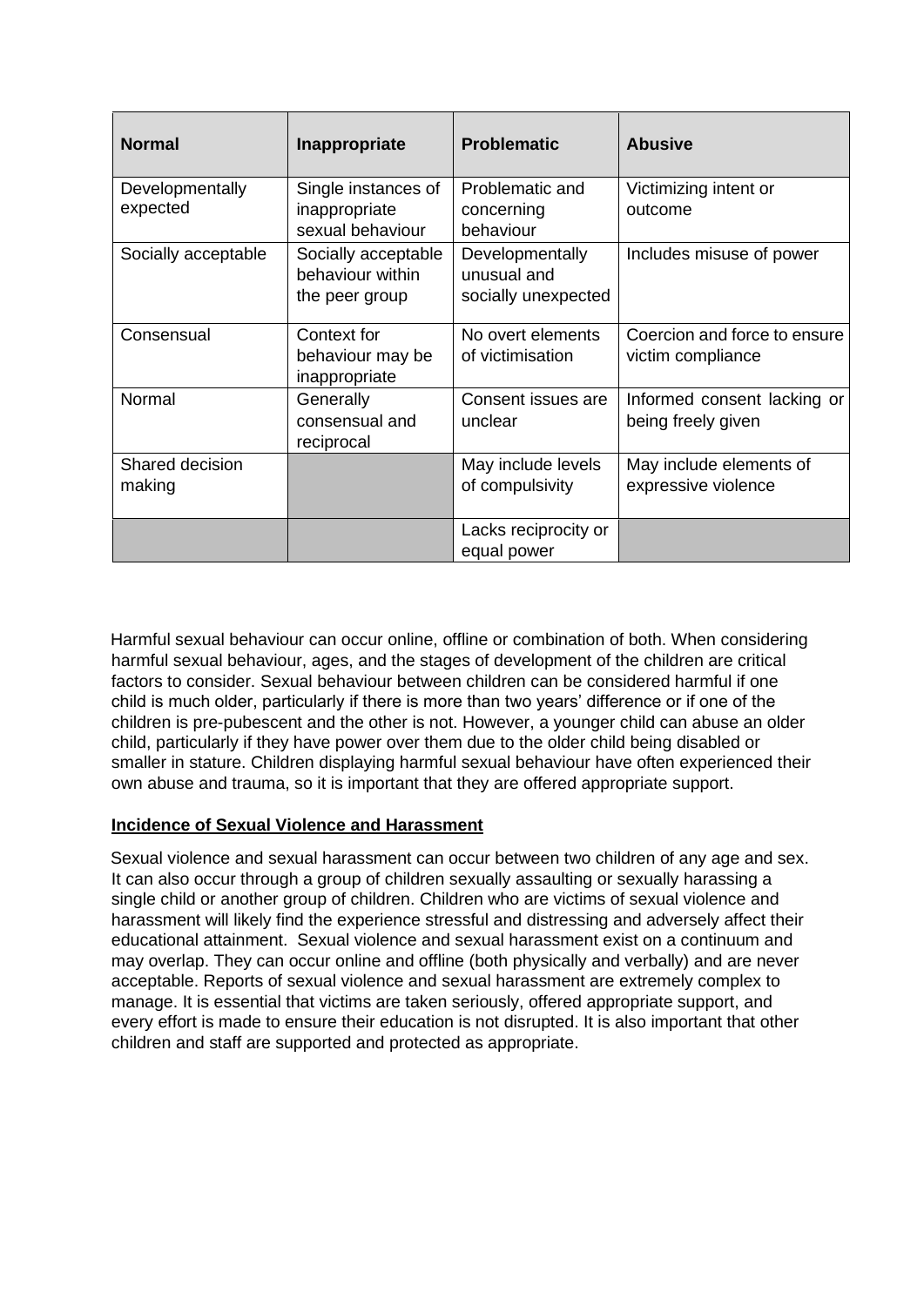| Normal | Inappropriate | Problematic | Abusive |
| --- | --- | --- | --- |
| Developmentally expected | Single instances of inappropriate sexual behaviour | Problematic and concerning behaviour | Victimizing intent or outcome |
| Socially acceptable | Socially acceptable behaviour within the peer group | Developmentally unusual and socially unexpected | Includes misuse of power |
| Consensual | Context for behaviour may be inappropriate | No overt elements of victimisation | Coercion and force to ensure victim compliance |
| Normal | Generally consensual and reciprocal | Consent issues are unclear | Informed consent lacking or being freely given |
| Shared decision making | | May include levels of compulsivity | May include elements of expressive violence |
| | | Lacks reciprocity or equal power | |

Harmful sexual behaviour can occur online, offline or combination of both. When considering harmful sexual behaviour, ages, and the stages of development of the children are critical factors to consider. Sexual behaviour between children can be considered harmful if one child is much older, particularly if there is more than two years' difference or if one of the children is pre-pubescent and the other is not. However, a younger child can abuse an older child, particularly if they have power over them due to the older child being disabled or smaller in stature. Children displaying harmful sexual behaviour have often experienced their own abuse and trauma, so it is important that they are offered appropriate support.

**Incidence of Sexual Violence and Harassment**

Sexual violence and sexual harassment can occur between two children of any age and sex. It can also occur through a group of children sexually assaulting or sexually harassing a single child or another group of children. Children who are victims of sexual violence and harassment will likely find the experience stressful and distressing and adversely affect their educational attainment. Sexual violence and sexual harassment exist on a continuum and may overlap. They can occur online and offline (both physically and verbally) and are never acceptable. Reports of sexual violence and sexual harassment are extremely complex to manage. It is essential that victims are taken seriously, offered appropriate support, and every effort is made to ensure their education is not disrupted. It is also important that other children and staff are supported and protected as appropriate.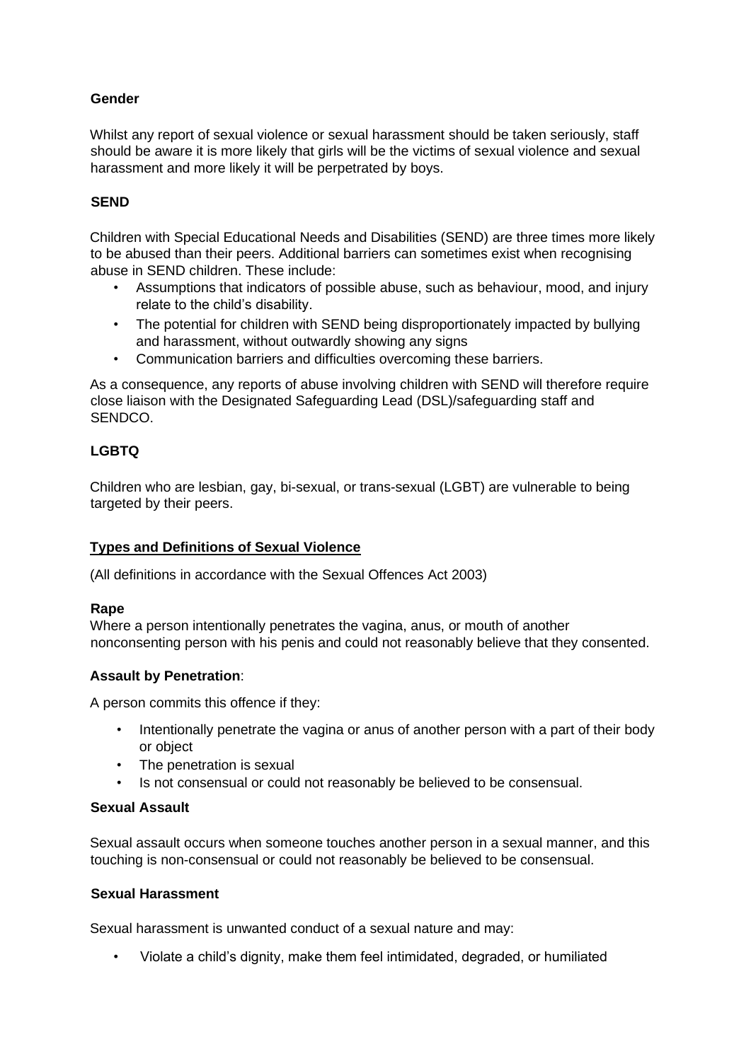**Gender**

Whilst any report of sexual violence or sexual harassment should be taken seriously, staff should be aware it is more likely that girls will be the victims of sexual violence and sexual harassment and more likely it will be perpetrated by boys.

**SEND**

Children with Special Educational Needs and Disabilities (SEND) are three times more likely to be abused than their peers. Additional barriers can sometimes exist when recognising abuse in SEND children. These include:

- Assumptions that indicators of possible abuse, such as behaviour, mood, and injury relate to the child's disability.
- The potential for children with SEND being disproportionately impacted by bullying and harassment, without outwardly showing any signs
- Communication barriers and difficulties overcoming these barriers.

As a consequence, any reports of abuse involving children with SEND will therefore require close liaison with the Designated Safeguarding Lead (DSL)/safeguarding staff and SENDCO.

**LGBTQ**

Children who are lesbian, gay, bi-sexual, or trans-sexual (LGBT) are vulnerable to being targeted by their peers.

## Types and Definitions of Sexual Violence

(All definitions in accordance with the Sexual Offences Act 2003)

**Rape**
Where a person intentionally penetrates the vagina, anus, or mouth of another nonconsenting person with his penis and could not reasonably believe that they consented.

**Assault by Penetration**:

A person commits this offence if they:

- Intentionally penetrate the vagina or anus of another person with a part of their body or object
- The penetration is sexual
- Is not consensual or could not reasonably be believed to be consensual.

**Sexual Assault**

Sexual assault occurs when someone touches another person in a sexual manner, and this touching is non-consensual or could not reasonably be believed to be consensual.

**Sexual Harassment**

Sexual harassment is unwanted conduct of a sexual nature and may:

- Violate a child's dignity, make them feel intimidated, degraded, or humiliated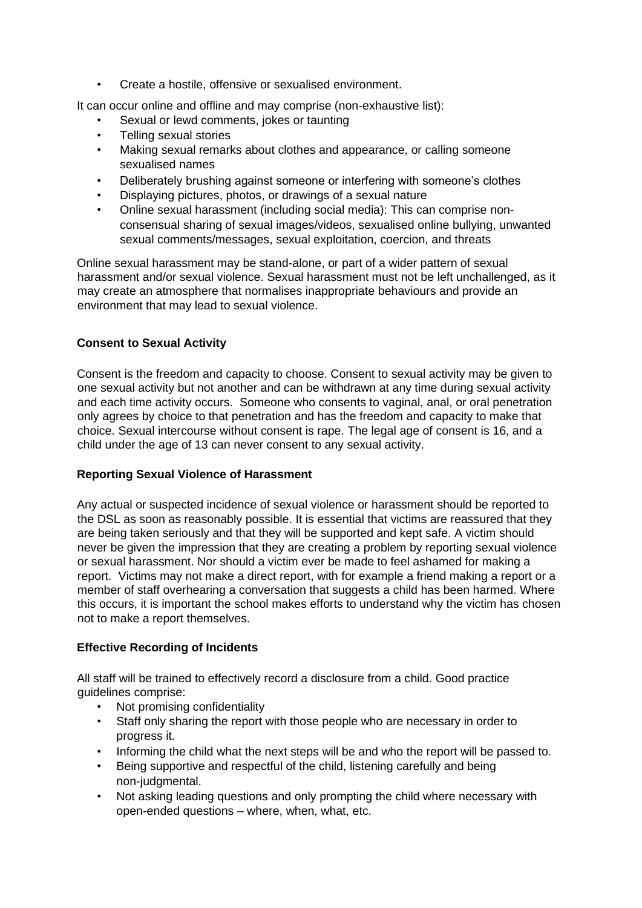- Create a hostile, offensive or sexualised environment.

It can occur online and offline and may comprise (non-exhaustive list):

- Sexual or lewd comments, jokes or taunting
- Telling sexual stories
- Making sexual remarks about clothes and appearance, or calling someone sexualised names
- Deliberately brushing against someone or interfering with someone's clothes
- Displaying pictures, photos, or drawings of a sexual nature
- Online sexual harassment (including social media): This can comprise non-consensual sharing of sexual images/videos, sexualised online bullying, unwanted sexual comments/messages, sexual exploitation, coercion, and threats

Online sexual harassment may be stand-alone, or part of a wider pattern of sexual harassment and/or sexual violence. Sexual harassment must not be left unchallenged, as it may create an atmosphere that normalises inappropriate behaviours and provide an environment that may lead to sexual violence.

**Consent to Sexual Activity**

Consent is the freedom and capacity to choose. Consent to sexual activity may be given to one sexual activity but not another and can be withdrawn at any time during sexual activity and each time activity occurs. Someone who consents to vaginal, anal, or oral penetration only agrees by choice to that penetration and has the freedom and capacity to make that choice. Sexual intercourse without consent is rape. The legal age of consent is 16, and a child under the age of 13 can never consent to any sexual activity.

**Reporting Sexual Violence of Harassment**

Any actual or suspected incidence of sexual violence or harassment should be reported to the DSL as soon as reasonably possible. It is essential that victims are reassured that they are being taken seriously and that they will be supported and kept safe. A victim should never be given the impression that they are creating a problem by reporting sexual violence or sexual harassment. Nor should a victim ever be made to feel ashamed for making a report. Victims may not make a direct report, with for example a friend making a report or a member of staff overhearing a conversation that suggests a child has been harmed. Where this occurs, it is important the school makes efforts to understand why the victim has chosen not to make a report themselves.

**Effective Recording of Incidents**

All staff will be trained to effectively record a disclosure from a child. Good practice guidelines comprise:

- Not promising confidentiality
- Staff only sharing the report with those people who are necessary in order to progress it.
- Informing the child what the next steps will be and who the report will be passed to.
- Being supportive and respectful of the child, listening carefully and being non-judgmental.
- Not asking leading questions and only prompting the child where necessary with open-ended questions – where, when, what, etc.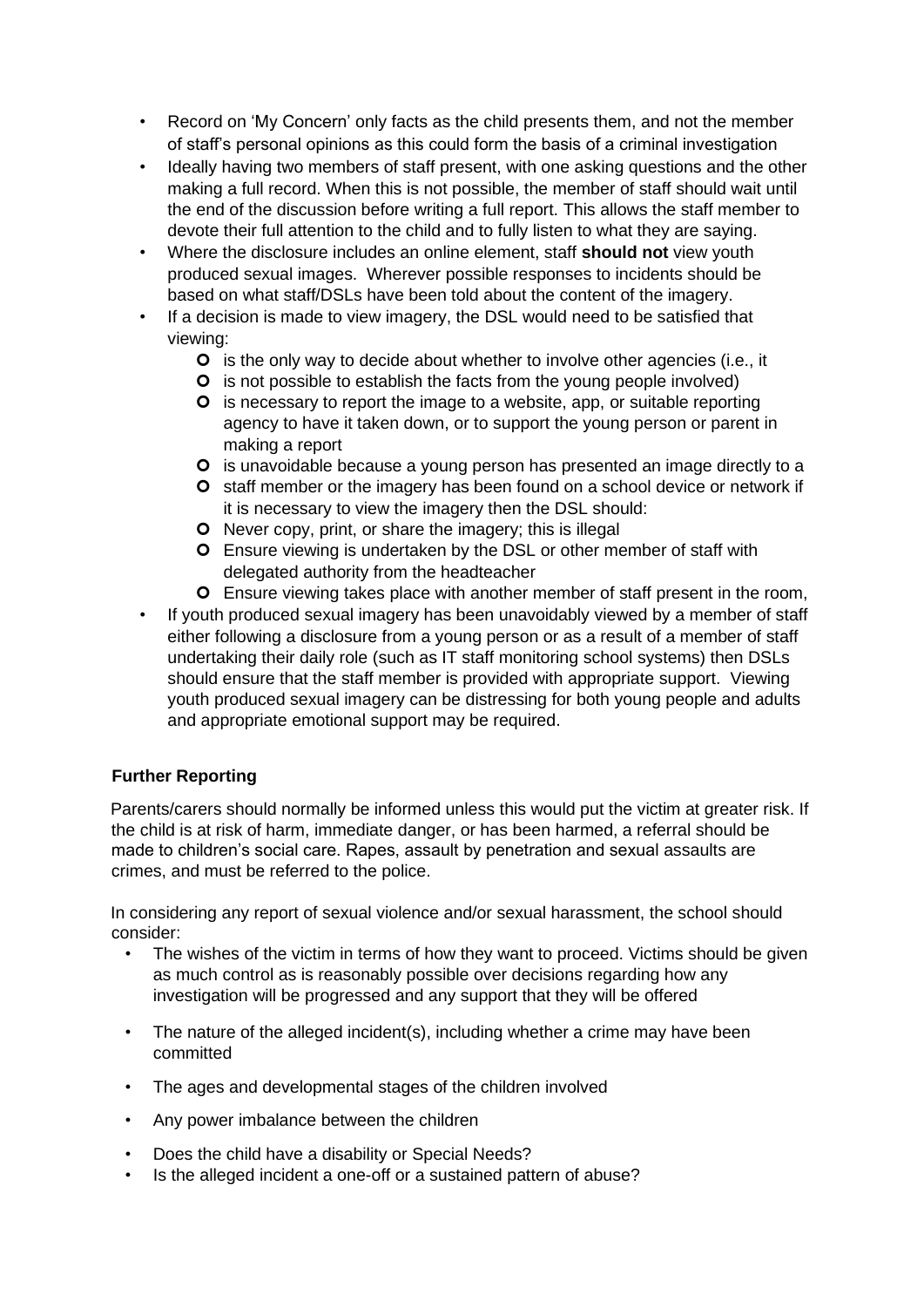- Record on 'My Concern' only facts as the child presents them, and not the member of staff's personal opinions as this could form the basis of a criminal investigation
- Ideally having two members of staff present, with one asking questions and the other making a full record. When this is not possible, the member of staff should wait until the end of the discussion before writing a full report. This allows the staff member to devote their full attention to the child and to fully listen to what they are saying.
- Where the disclosure includes an online element, staff **should not** view youth produced sexual images. Wherever possible responses to incidents should be based on what staff/DSLs have been told about the content of the imagery.
- If a decision is made to view imagery, the DSL would need to be satisfied that viewing:
  - is the only way to decide about whether to involve other agencies (i.e., it
  - is not possible to establish the facts from the young people involved)
  - is necessary to report the image to a website, app, or suitable reporting agency to have it taken down, or to support the young person or parent in making a report
  - is unavoidable because a young person has presented an image directly to a
  - staff member or the imagery has been found on a school device or network if it is necessary to view the imagery then the DSL should:
  - Never copy, print, or share the imagery; this is illegal
  - Ensure viewing is undertaken by the DSL or other member of staff with delegated authority from the headteacher
  - Ensure viewing takes place with another member of staff present in the room,
- If youth produced sexual imagery has been unavoidably viewed by a member of staff either following a disclosure from a young person or as a result of a member of staff undertaking their daily role (such as IT staff monitoring school systems) then DSLs should ensure that the staff member is provided with appropriate support. Viewing youth produced sexual imagery can be distressing for both young people and adults and appropriate emotional support may be required.

**Further Reporting**

Parents/carers should normally be informed unless this would put the victim at greater risk. If the child is at risk of harm, immediate danger, or has been harmed, a referral should be made to children's social care. Rapes, assault by penetration and sexual assaults are crimes, and must be referred to the police.

In considering any report of sexual violence and/or sexual harassment, the school should consider:

- The wishes of the victim in terms of how they want to proceed. Victims should be given as much control as is reasonably possible over decisions regarding how any investigation will be progressed and any support that they will be offered
- The nature of the alleged incident(s), including whether a crime may have been committed
- The ages and developmental stages of the children involved
- Any power imbalance between the children
- Does the child have a disability or Special Needs?
- Is the alleged incident a one-off or a sustained pattern of abuse?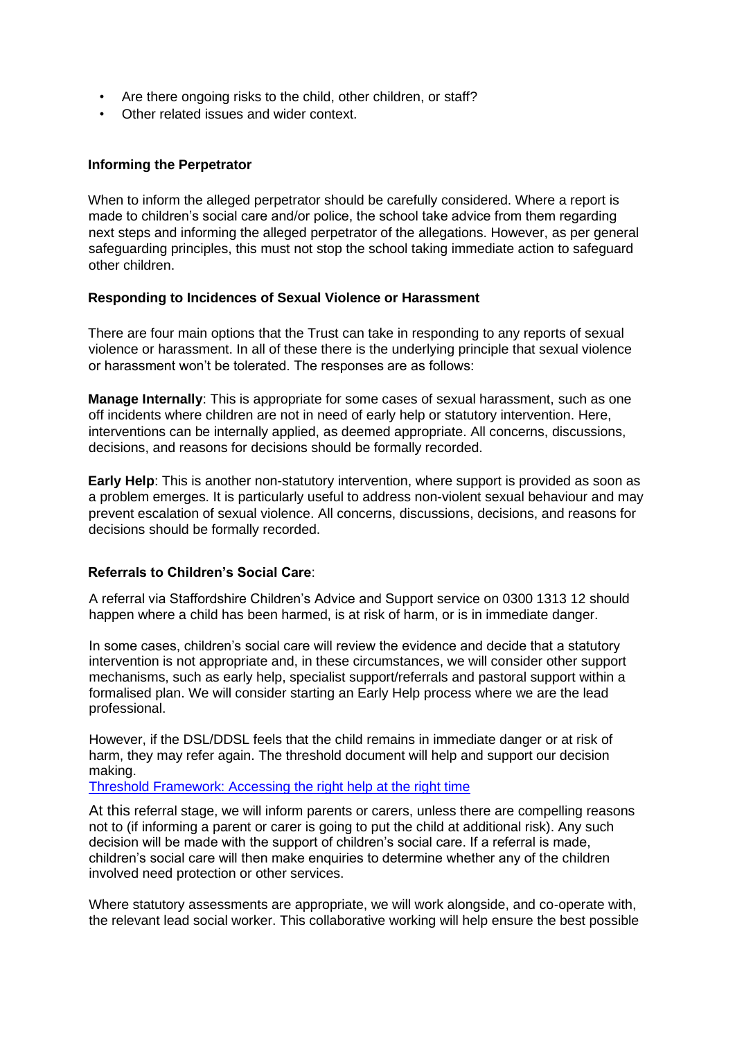- Are there ongoing risks to the child, other children, or staff?
- Other related issues and wider context.

**Informing the Perpetrator**

When to inform the alleged perpetrator should be carefully considered. Where a report is made to children's social care and/or police, the school take advice from them regarding next steps and informing the alleged perpetrator of the allegations. However, as per general safeguarding principles, this must not stop the school taking immediate action to safeguard other children.

**Responding to Incidences of Sexual Violence or Harassment**

There are four main options that the Trust can take in responding to any reports of sexual violence or harassment. In all of these there is the underlying principle that sexual violence or harassment won't be tolerated. The responses are as follows:

**Manage Internally**: This is appropriate for some cases of sexual harassment, such as one off incidents where children are not in need of early help or statutory intervention. Here, interventions can be internally applied, as deemed appropriate. All concerns, discussions, decisions, and reasons for decisions should be formally recorded.

**Early Help**: This is another non-statutory intervention, where support is provided as soon as a problem emerges. It is particularly useful to address non-violent sexual behaviour and may prevent escalation of sexual violence. All concerns, discussions, decisions, and reasons for decisions should be formally recorded.

**Referrals to Children's Social Care**:

A referral via Staffordshire Children's Advice and Support service on 0300 1313 12 should happen where a child has been harmed, is at risk of harm, or is in immediate danger.

In some cases, children's social care will review the evidence and decide that a statutory intervention is not appropriate and, in these circumstances, we will consider other support mechanisms, such as early help, specialist support/referrals and pastoral support within a formalised plan. We will consider starting an Early Help process where we are the lead professional.

However, if the DSL/DDSL feels that the child remains in immediate danger or at risk of harm, they may refer again. The threshold document will help and support our decision making.
[Threshold Framework: Accessing the right help at the right time]

At this referral stage, we will inform parents or carers, unless there are compelling reasons not to (if informing a parent or carer is going to put the child at additional risk). Any such decision will be made with the support of children's social care. If a referral is made, children's social care will then make enquiries to determine whether any of the children involved need protection or other services.

Where statutory assessments are appropriate, we will work alongside, and co-operate with, the relevant lead social worker. This collaborative working will help ensure the best possible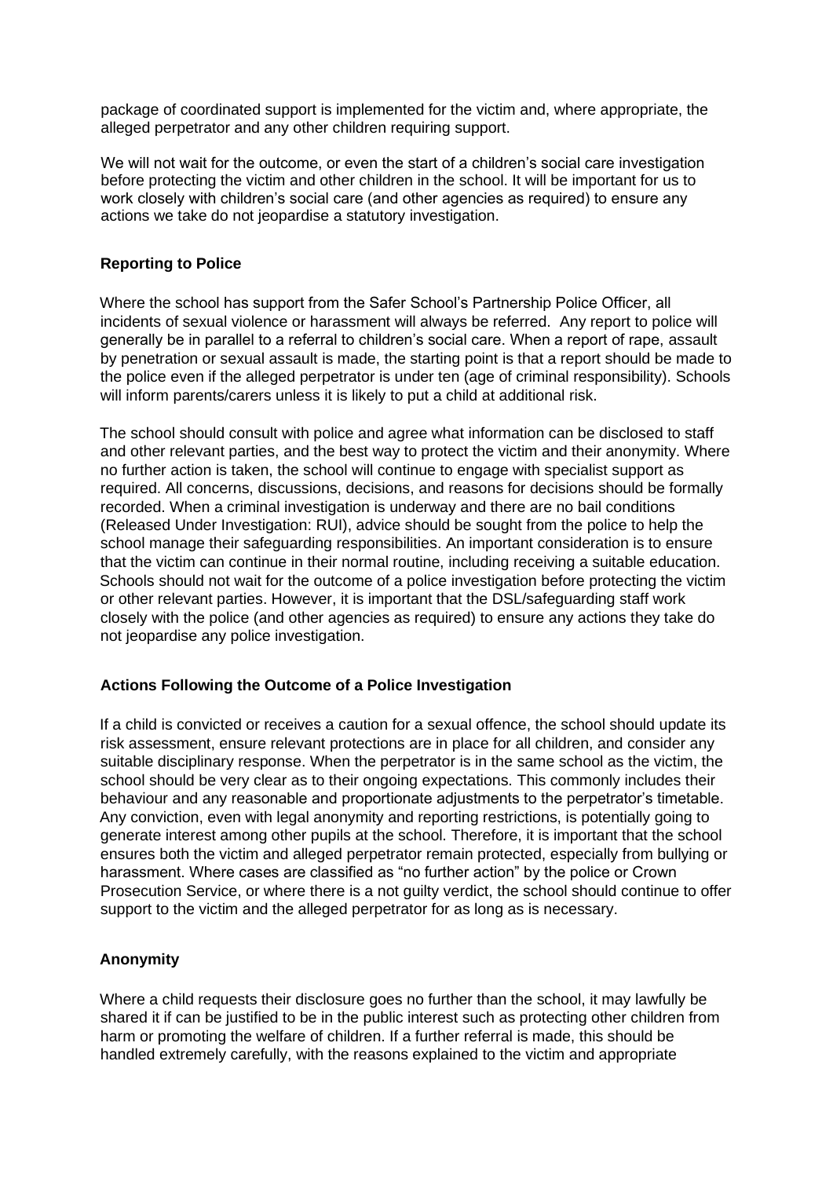package of coordinated support is implemented for the victim and, where appropriate, the alleged perpetrator and any other children requiring support.

We will not wait for the outcome, or even the start of a children's social care investigation before protecting the victim and other children in the school. It will be important for us to work closely with children's social care (and other agencies as required) to ensure any actions we take do not jeopardise a statutory investigation.

**Reporting to Police**

Where the school has support from the Safer School's Partnership Police Officer, all incidents of sexual violence or harassment will always be referred. Any report to police will generally be in parallel to a referral to children's social care. When a report of rape, assault by penetration or sexual assault is made, the starting point is that a report should be made to the police even if the alleged perpetrator is under ten (age of criminal responsibility). Schools will inform parents/carers unless it is likely to put a child at additional risk.

The school should consult with police and agree what information can be disclosed to staff and other relevant parties, and the best way to protect the victim and their anonymity. Where no further action is taken, the school will continue to engage with specialist support as required. All concerns, discussions, decisions, and reasons for decisions should be formally recorded. When a criminal investigation is underway and there are no bail conditions (Released Under Investigation: RUI), advice should be sought from the police to help the school manage their safeguarding responsibilities. An important consideration is to ensure that the victim can continue in their normal routine, including receiving a suitable education. Schools should not wait for the outcome of a police investigation before protecting the victim or other relevant parties. However, it is important that the DSL/safeguarding staff work closely with the police (and other agencies as required) to ensure any actions they take do not jeopardise any police investigation.

**Actions Following the Outcome of a Police Investigation**

If a child is convicted or receives a caution for a sexual offence, the school should update its risk assessment, ensure relevant protections are in place for all children, and consider any suitable disciplinary response. When the perpetrator is in the same school as the victim, the school should be very clear as to their ongoing expectations. This commonly includes their behaviour and any reasonable and proportionate adjustments to the perpetrator's timetable. Any conviction, even with legal anonymity and reporting restrictions, is potentially going to generate interest among other pupils at the school. Therefore, it is important that the school ensures both the victim and alleged perpetrator remain protected, especially from bullying or harassment. Where cases are classified as "no further action" by the police or Crown Prosecution Service, or where there is a not guilty verdict, the school should continue to offer support to the victim and the alleged perpetrator for as long as is necessary.

**Anonymity**

Where a child requests their disclosure goes no further than the school, it may lawfully be shared it if can be justified to be in the public interest such as protecting other children from harm or promoting the welfare of children. If a further referral is made, this should be handled extremely carefully, with the reasons explained to the victim and appropriate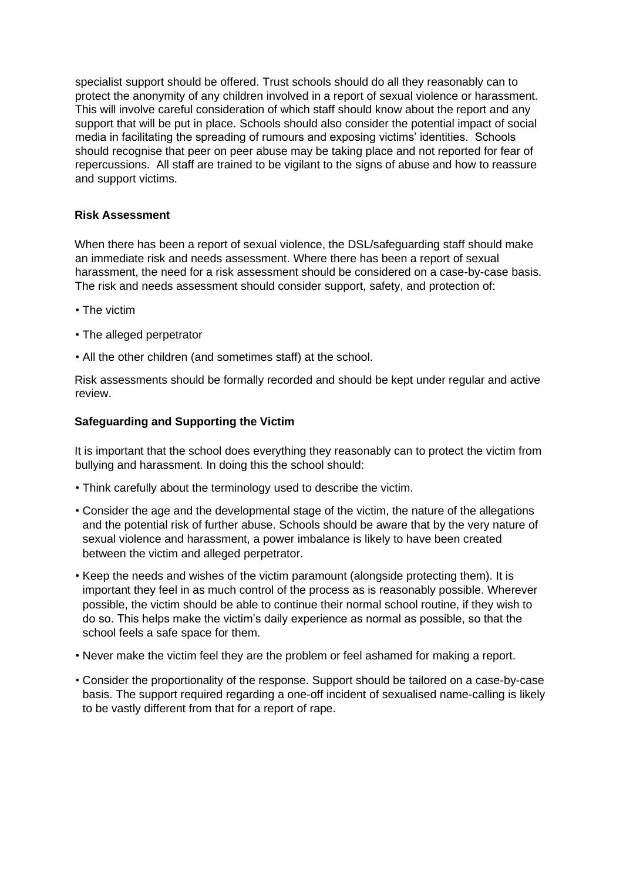specialist support should be offered. Trust schools should do all they reasonably can to protect the anonymity of any children involved in a report of sexual violence or harassment. This will involve careful consideration of which staff should know about the report and any support that will be put in place. Schools should also consider the potential impact of social media in facilitating the spreading of rumours and exposing victims' identities. Schools should recognise that peer on peer abuse may be taking place and not reported for fear of repercussions. All staff are trained to be vigilant to the signs of abuse and how to reassure and support victims.

**Risk Assessment**

When there has been a report of sexual violence, the DSL/safeguarding staff should make an immediate risk and needs assessment. Where there has been a report of sexual harassment, the need for a risk assessment should be considered on a case-by-case basis. The risk and needs assessment should consider support, safety, and protection of:

- The victim
- The alleged perpetrator
- All the other children (and sometimes staff) at the school.

Risk assessments should be formally recorded and should be kept under regular and active review.

**Safeguarding and Supporting the Victim**

It is important that the school does everything they reasonably can to protect the victim from bullying and harassment. In doing this the school should:

- Think carefully about the terminology used to describe the victim.
- Consider the age and the developmental stage of the victim, the nature of the allegations and the potential risk of further abuse. Schools should be aware that by the very nature of sexual violence and harassment, a power imbalance is likely to have been created between the victim and alleged perpetrator.
- Keep the needs and wishes of the victim paramount (alongside protecting them). It is important they feel in as much control of the process as is reasonably possible. Wherever possible, the victim should be able to continue their normal school routine, if they wish to do so. This helps make the victim's daily experience as normal as possible, so that the school feels a safe space for them.
- Never make the victim feel they are the problem or feel ashamed for making a report.
- Consider the proportionality of the response. Support should be tailored on a case-by-case basis. The support required regarding a one-off incident of sexualised name-calling is likely to be vastly different from that for a report of rape.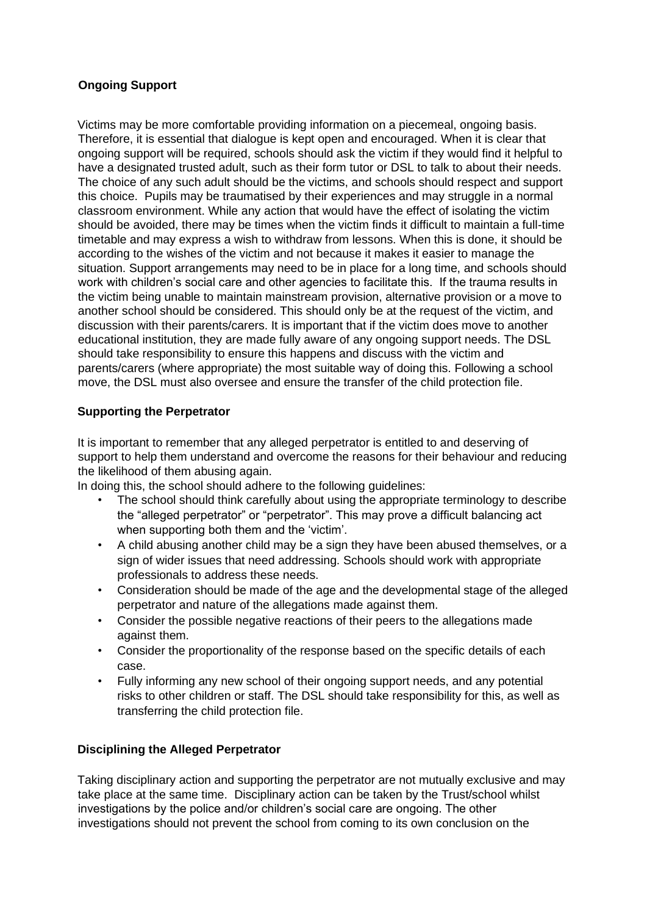**Ongoing Support**

Victims may be more comfortable providing information on a piecemeal, ongoing basis. Therefore, it is essential that dialogue is kept open and encouraged. When it is clear that ongoing support will be required, schools should ask the victim if they would find it helpful to have a designated trusted adult, such as their form tutor or DSL to talk to about their needs. The choice of any such adult should be the victims, and schools should respect and support this choice. Pupils may be traumatised by their experiences and may struggle in a normal classroom environment. While any action that would have the effect of isolating the victim should be avoided, there may be times when the victim finds it difficult to maintain a full-time timetable and may express a wish to withdraw from lessons. When this is done, it should be according to the wishes of the victim and not because it makes it easier to manage the situation. Support arrangements may need to be in place for a long time, and schools should work with children's social care and other agencies to facilitate this. If the trauma results in the victim being unable to maintain mainstream provision, alternative provision or a move to another school should be considered. This should only be at the request of the victim, and discussion with their parents/carers. It is important that if the victim does move to another educational institution, they are made fully aware of any ongoing support needs. The DSL should take responsibility to ensure this happens and discuss with the victim and parents/carers (where appropriate) the most suitable way of doing this. Following a school move, the DSL must also oversee and ensure the transfer of the child protection file.

**Supporting the Perpetrator**

It is important to remember that any alleged perpetrator is entitled to and deserving of support to help them understand and overcome the reasons for their behaviour and reducing the likelihood of them abusing again.
In doing this, the school should adhere to the following guidelines:

- The school should think carefully about using the appropriate terminology to describe the "alleged perpetrator" or "perpetrator". This may prove a difficult balancing act when supporting both them and the 'victim'.
- A child abusing another child may be a sign they have been abused themselves, or a sign of wider issues that need addressing. Schools should work with appropriate professionals to address these needs.
- Consideration should be made of the age and the developmental stage of the alleged perpetrator and nature of the allegations made against them.
- Consider the possible negative reactions of their peers to the allegations made against them.
- Consider the proportionality of the response based on the specific details of each case.
- Fully informing any new school of their ongoing support needs, and any potential risks to other children or staff. The DSL should take responsibility for this, as well as transferring the child protection file.

**Disciplining the Alleged Perpetrator**

Taking disciplinary action and supporting the perpetrator are not mutually exclusive and may take place at the same time. Disciplinary action can be taken by the Trust/school whilst investigations by the police and/or children's social care are ongoing. The other investigations should not prevent the school from coming to its own conclusion on the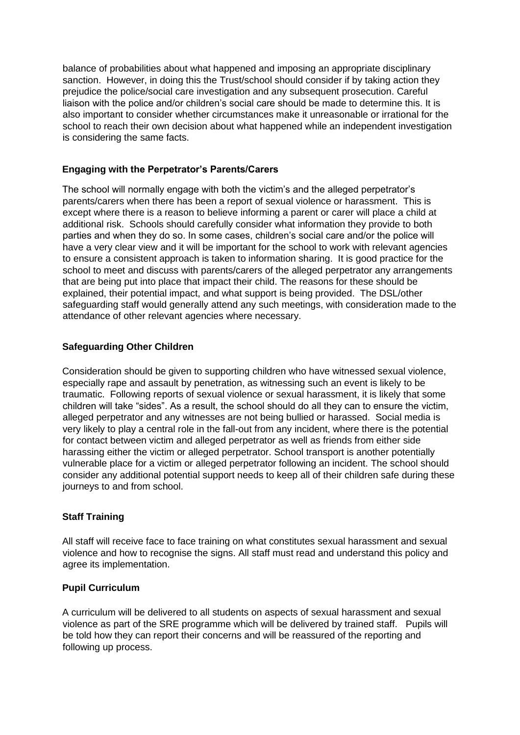balance of probabilities about what happened and imposing an appropriate disciplinary sanction. However, in doing this the Trust/school should consider if by taking action they prejudice the police/social care investigation and any subsequent prosecution. Careful liaison with the police and/or children's social care should be made to determine this. It is also important to consider whether circumstances make it unreasonable or irrational for the school to reach their own decision about what happened while an independent investigation is considering the same facts.

**Engaging with the Perpetrator's Parents/Carers**

The school will normally engage with both the victim's and the alleged perpetrator's parents/carers when there has been a report of sexual violence or harassment. This is except where there is a reason to believe informing a parent or carer will place a child at additional risk. Schools should carefully consider what information they provide to both parties and when they do so. In some cases, children's social care and/or the police will have a very clear view and it will be important for the school to work with relevant agencies to ensure a consistent approach is taken to information sharing. It is good practice for the school to meet and discuss with parents/carers of the alleged perpetrator any arrangements that are being put into place that impact their child. The reasons for these should be explained, their potential impact, and what support is being provided. The DSL/other safeguarding staff would generally attend any such meetings, with consideration made to the attendance of other relevant agencies where necessary.

**Safeguarding Other Children**

Consideration should be given to supporting children who have witnessed sexual violence, especially rape and assault by penetration, as witnessing such an event is likely to be traumatic. Following reports of sexual violence or sexual harassment, it is likely that some children will take "sides". As a result, the school should do all they can to ensure the victim, alleged perpetrator and any witnesses are not being bullied or harassed. Social media is very likely to play a central role in the fall-out from any incident, where there is the potential for contact between victim and alleged perpetrator as well as friends from either side harassing either the victim or alleged perpetrator. School transport is another potentially vulnerable place for a victim or alleged perpetrator following an incident. The school should consider any additional potential support needs to keep all of their children safe during these journeys to and from school.

**Staff Training**

All staff will receive face to face training on what constitutes sexual harassment and sexual violence and how to recognise the signs. All staff must read and understand this policy and agree its implementation.

**Pupil Curriculum**

A curriculum will be delivered to all students on aspects of sexual harassment and sexual violence as part of the SRE programme which will be delivered by trained staff. Pupils will be told how they can report their concerns and will be reassured of the reporting and following up process.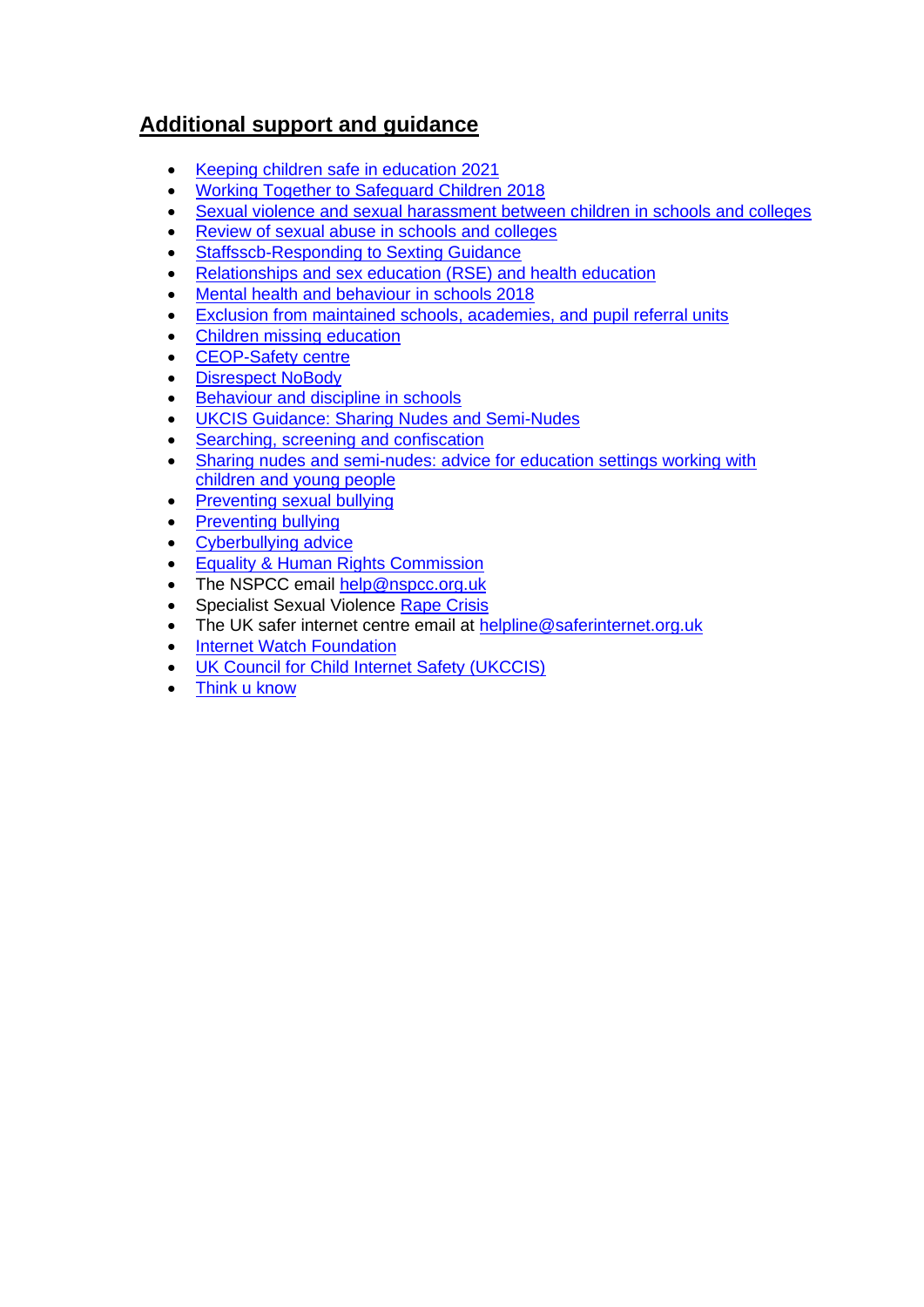## Additional support and guidance

- Keeping children safe in education 2021
- Working Together to Safeguard Children 2018
- Sexual violence and sexual harassment between children in schools and colleges
- Review of sexual abuse in schools and colleges
- Staffsscb-Responding to Sexting Guidance
- Relationships and sex education (RSE) and health education
- Mental health and behaviour in schools 2018
- Exclusion from maintained schools, academies, and pupil referral units
- Children missing education
- CEOP-Safety centre
- Disrespect NoBody
- Behaviour and discipline in schools
- UKCIS Guidance: Sharing Nudes and Semi-Nudes
- Searching, screening and confiscation
- Sharing nudes and semi-nudes: advice for education settings working with children and young people
- Preventing sexual bullying
- Preventing bullying
- Cyberbullying advice
- Equality & Human Rights Commission
- The NSPCC email help@nspcc.org.uk
- Specialist Sexual Violence Rape Crisis
- The UK safer internet centre email at helpline@saferinternet.org.uk
- Internet Watch Foundation
- UK Council for Child Internet Safety (UKCCIS)
- Think u know